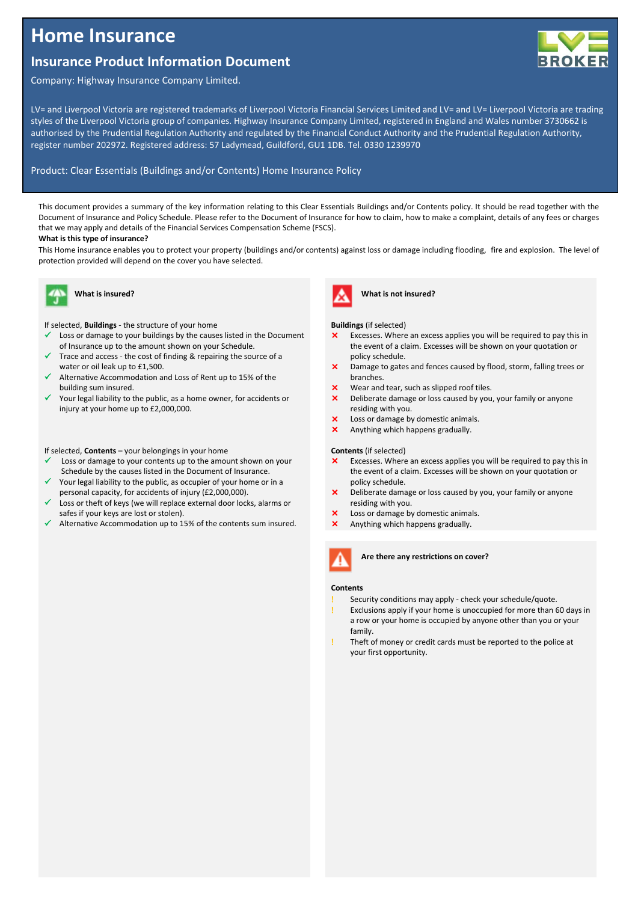# Home Insurance

## Insurance Product Information Document

Company: Highway Insurance Company Limited.

LV= and Liverpool Victoria are registered trademarks of Liverpool Victoria Financial Services Limited and LV= and LV= Liverpool Victoria are trading styles of the Liverpool Victoria group of companies. Highway Insurance Company Limited, registered in England and Wales number 3730662 is authorised by the Prudential Regulation Authority and regulated by the Financial Conduct Authority and the Prudential Regulation Authority, register number 202972. Registered address: 57 Ladymead, Guildford, GU1 1DB. Tel. 0330 1239970

Product: Clear Essentials (Buildings and/or Contents) Home Insurance Policy

This document provides a summary of the key information relating to this Clear Essentials Buildings and/or Contents policy. It should be read together with the Document of Insurance and Policy Schedule. Please refer to the Document of Insurance for how to claim, how to make a complaint, details of any fees or charges that we may apply and details of the Financial Services Compensation Scheme (FSCS).

**What is this type of insurance?**

This Home insurance enables you to protect your property (buildings and/or contents) against loss or damage including flooding, fire and explosion. The level of protection provided will depend on the cover you have selected.

### What is insured?

If selected, **Buildings** - the structure of your home

- ✓ Loss or damage to your buildings by the causes listed in the Document of Insurance up to the amount shown on your Schedule.
- ✓ Trace and access - the cost of finding & repairing the source of a water or oil leak up to £1,500.
- ✓ Alternative Accommodation and Loss of Rent up to 15% of the building sum insured.
- ✓ Your legal liability to the public, as a home owner, for accidents or injury at your home up to £2,000,000.

If selected, **Contents** – your belongings in your home

- ✓ Loss or damage to your contents up to the amount shown on your Schedule by the causes listed in the Document of Insurance.
- ✓ Your legal liability to the public, as occupier of your home or in a personal capacity, for accidents of injury (£2,000,000).
- ✓ Loss or theft of keys (we will replace external door locks, alarms or safes if your keys are lost or stolen).
- ✓ Alternative Accommodation up to 15% of the contents sum insured.

### What is not insured?

**Buildings** (if selected)

- ✗ Excesses. Where an excess applies you will be required to pay this in the event of a claim. Excesses will be shown on your quotation or policy schedule.
- ✗ Damage to gates and fences caused by flood, storm, falling trees or branches.
- ✗ Wear and tear, such as slipped roof tiles.
- ✗ Deliberate damage or loss caused by you, your family or anyone residing with you.
- ✗ Loss or damage by domestic animals.
- ✗ Anything which happens gradually.

**Contents** (if selected)

- ✗ Excesses. Where an excess applies you will be required to pay this in the event of a claim. Excesses will be shown on your quotation or policy schedule.
- ✗ Deliberate damage or loss caused by you, your family or anyone residing with you.
- ✗ Loss or damage by domestic animals.
- ✗ Anything which happens gradually.

### Are there any restrictions on cover?

**Contents**

- ! Security conditions may apply - check your schedule/quote.
- ! Exclusions apply if your home is unoccupied for more than 60 days in a row or your home is occupied by anyone other than you or your family.
- ! Theft of money or credit cards must be reported to the police at your first opportunity.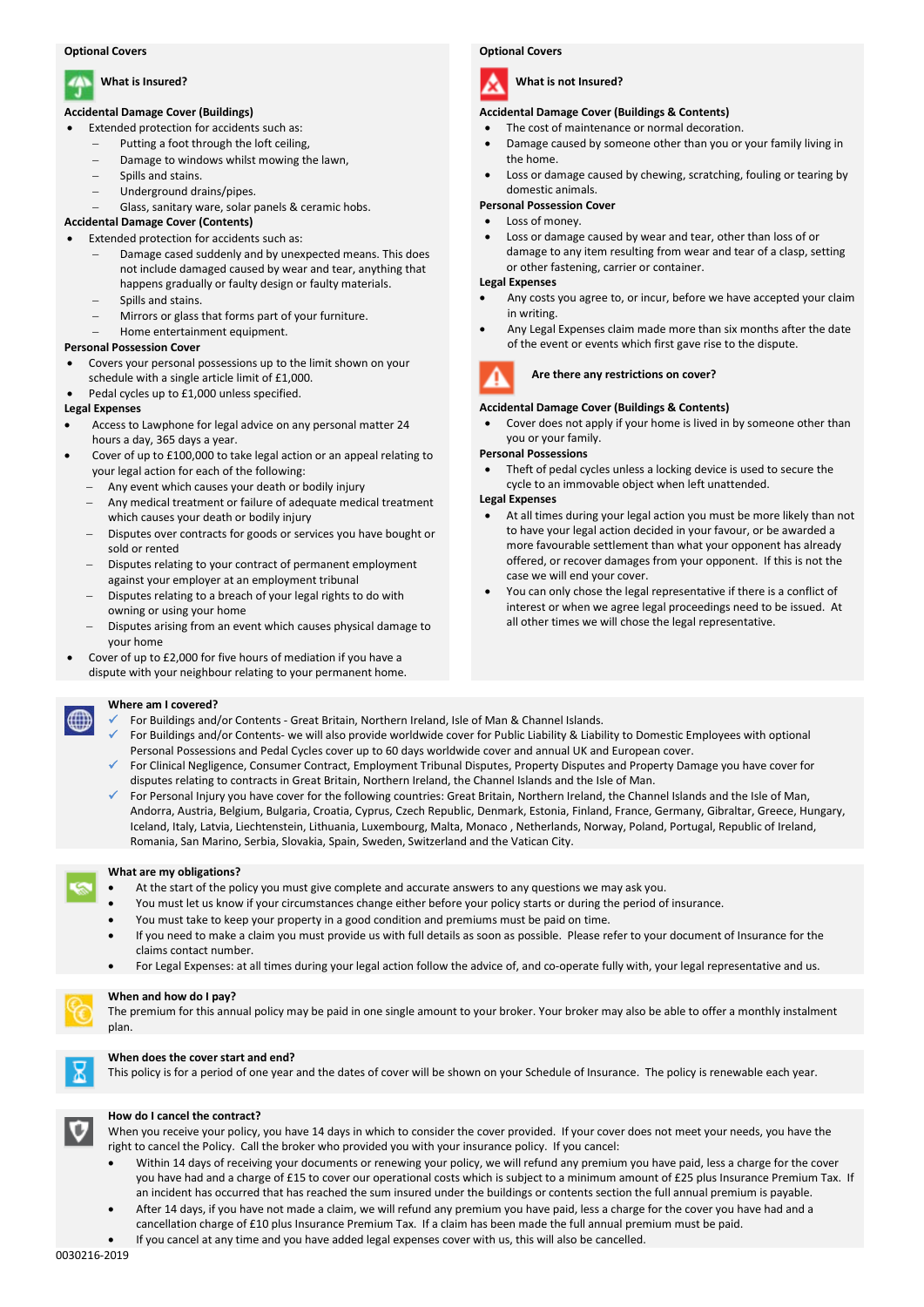## Optional Covers

### What is Insured?

**Accidental Damage Cover (Buildings)**

- Extended protection for accidents such as:
  - Putting a foot through the loft ceiling,
  - Damage to windows whilst mowing the lawn,
  - Spills and stains.
  - Underground drains/pipes.
  - Glass, sanitary ware, solar panels & ceramic hobs.

**Accidental Damage Cover (Contents)**

- Extended protection for accidents such as:
  - Damage cased suddenly and by unexpected means. This does not include damaged caused by wear and tear, anything that happens gradually or faulty design or faulty materials.
  - Spills and stains.
  - Mirrors or glass that forms part of your furniture.
  - Home entertainment equipment.

**Personal Possession Cover**

- Covers your personal possessions up to the limit shown on your schedule with a single article limit of £1,000.
- Pedal cycles up to £1,000 unless specified.

**Legal Expenses**

- Access to Lawphone for legal advice on any personal matter 24 hours a day, 365 days a year.
- Cover of up to £100,000 to take legal action or an appeal relating to your legal action for each of the following:
  - Any event which causes your death or bodily injury
  - Any medical treatment or failure of adequate medical treatment which causes your death or bodily injury
  - Disputes over contracts for goods or services you have bought or sold or rented
  - Disputes relating to your contract of permanent employment against your employer at an employment tribunal
  - Disputes relating to a breach of your legal rights to do with owning or using your home
  - Disputes arising from an event which causes physical damage to your home
- Cover of up to £2,000 for five hours of mediation if you have a dispute with your neighbour relating to your permanent home.

## Optional Covers

### What is not Insured?

**Accidental Damage Cover (Buildings & Contents)**

- The cost of maintenance or normal decoration.
- Damage caused by someone other than you or your family living in the home.
- Loss or damage caused by chewing, scratching, fouling or tearing by domestic animals.

**Personal Possession Cover**

- Loss of money.
- Loss or damage caused by wear and tear, other than loss of or damage to any item resulting from wear and tear of a clasp, setting or other fastening, carrier or container.

**Legal Expenses**

- Any costs you agree to, or incur, before we have accepted your claim in writing.
- Any Legal Expenses claim made more than six months after the date of the event or events which first gave rise to the dispute.

### Are there any restrictions on cover?

**Accidental Damage Cover (Buildings & Contents)**

- Cover does not apply if your home is lived in by someone other than you or your family.

**Personal Possessions**

- Theft of pedal cycles unless a locking device is used to secure the cycle to an immovable object when left unattended.

**Legal Expenses**

- At all times during your legal action you must be more likely than not to have your legal action decided in your favour, or be awarded a more favourable settlement than what your opponent has already offered, or recover damages from your opponent. If this is not the case we will end your cover.
- You can only chose the legal representative if there is a conflict of interest or when we agree legal proceedings need to be issued. At all other times we will chose the legal representative.

### Where am I covered?

- ✓ For Buildings and/or Contents - Great Britain, Northern Ireland, Isle of Man & Channel Islands.
- ✓ For Buildings and/or Contents- we will also provide worldwide cover for Public Liability & Liability to Domestic Employees with optional Personal Possessions and Pedal Cycles cover up to 60 days worldwide cover and annual UK and European cover.
- ✓ For Clinical Negligence, Consumer Contract, Employment Tribunal Disputes, Property Disputes and Property Damage you have cover for disputes relating to contracts in Great Britain, Northern Ireland, the Channel Islands and the Isle of Man.
- ✓ For Personal Injury you have cover for the following countries: Great Britain, Northern Ireland, the Channel Islands and the Isle of Man, Andorra, Austria, Belgium, Bulgaria, Croatia, Cyprus, Czech Republic, Denmark, Estonia, Finland, France, Germany, Gibraltar, Greece, Hungary, Iceland, Italy, Latvia, Liechtenstein, Lithuania, Luxembourg, Malta, Monaco , Netherlands, Norway, Poland, Portugal, Republic of Ireland, Romania, San Marino, Serbia, Slovakia, Spain, Sweden, Switzerland and the Vatican City.

### What are my obligations?

- At the start of the policy you must give complete and accurate answers to any questions we may ask you.
- You must let us know if your circumstances change either before your policy starts or during the period of insurance.
- You must take to keep your property in a good condition and premiums must be paid on time.
- If you need to make a claim you must provide us with full details as soon as possible. Please refer to your document of Insurance for the claims contact number.
- For Legal Expenses: at all times during your legal action follow the advice of, and co-operate fully with, your legal representative and us.

### When and how do I pay?

The premium for this annual policy may be paid in one single amount to your broker. Your broker may also be able to offer a monthly instalment plan.

### When does the cover start and end?

This policy is for a period of one year and the dates of cover will be shown on your Schedule of Insurance. The policy is renewable each year.

### How do I cancel the contract?

When you receive your policy, you have 14 days in which to consider the cover provided. If your cover does not meet your needs, you have the right to cancel the Policy. Call the broker who provided you with your insurance policy. If you cancel:

- Within 14 days of receiving your documents or renewing your policy, we will refund any premium you have paid, less a charge for the cover you have had and a charge of £15 to cover our operational costs which is subject to a minimum amount of £25 plus Insurance Premium Tax. If an incident has occurred that has reached the sum insured under the buildings or contents section the full annual premium is payable.
- After 14 days, if you have not made a claim, we will refund any premium you have paid, less a charge for the cover you have had and a cancellation charge of £10 plus Insurance Premium Tax. If a claim has been made the full annual premium must be paid.
- If you cancel at any time and you have added legal expenses cover with us, this will also be cancelled.

0030216-2019